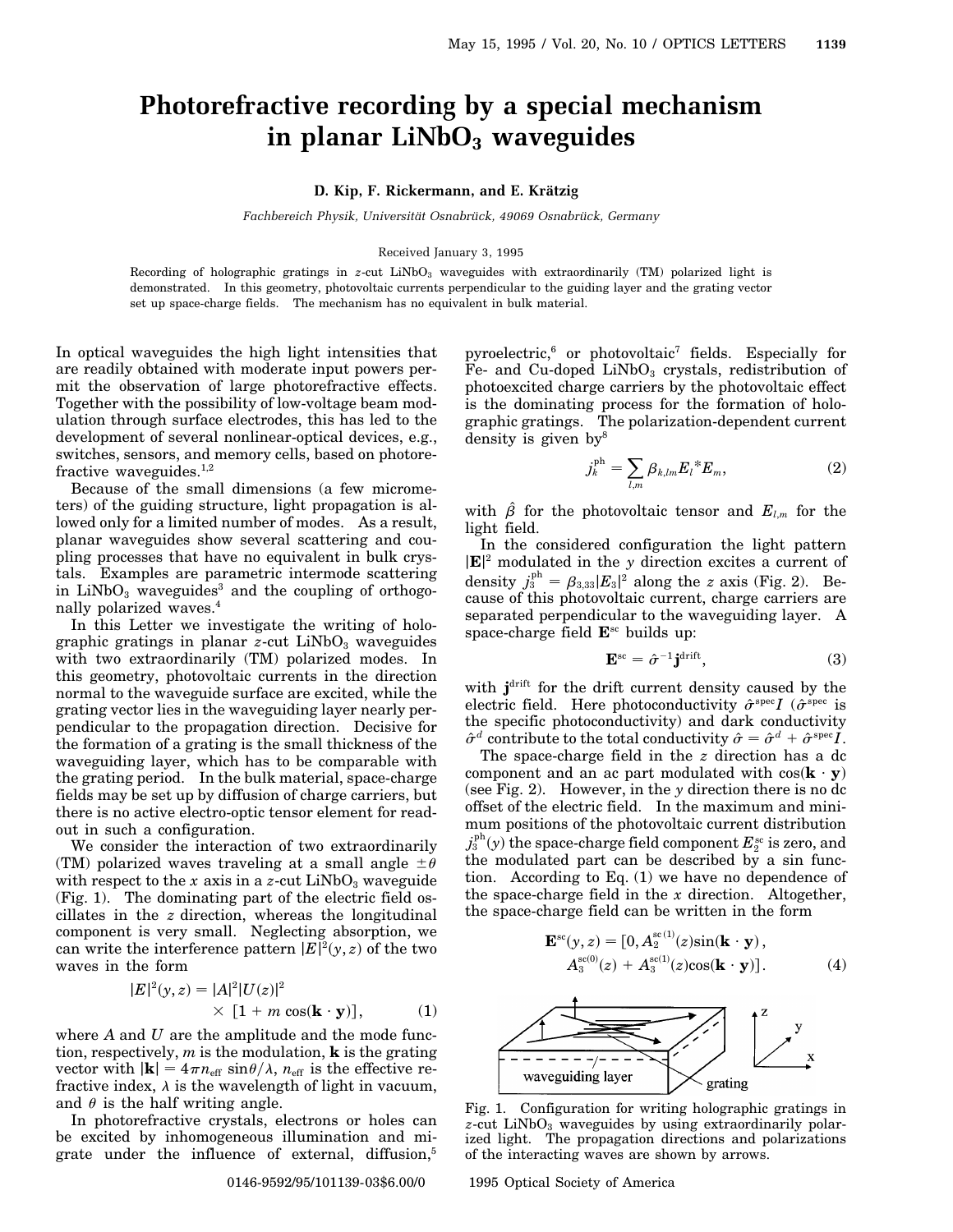# Photorefractive recording by a special mechanism in planar $LiNbO_3$ waveguides

**D. Kip, F. Rickermann, and E. Krätzig**

*Fachbereich Physik, Universität Osnabrück, 49069 Osnabrück, Germany*

Received January 3, 1995

Recording of holographic gratings in z-cut $LiNbO_3$ waveguides with extraordinarily (TM) polarized light is demonstrated. In this geometry, photovoltaic currents perpendicular to the guiding layer and the grating vector set up space-charge fields. The mechanism has no equivalent in bulk material.

In optical waveguides the high light intensities that are readily obtained with moderate input powers permit the observation of large photorefractive effects. Together with the possibility of low-voltage beam modulation through surface electrodes, this has led to the development of several nonlinear-optical devices, e.g., switches, sensors, and memory cells, based on photorefractive waveguides.[1,2]

Because of the small dimensions (a few micrometers) of the guiding structure, light propagation is allowed only for a limited number of modes. As a result, planar waveguides show several scattering and coupling processes that have no equivalent in bulk crystals. Examples are parametric intermode scattering in $LiNbO_3$ waveguides[3] and the coupling of orthogonally polarized waves.[4]

In this Letter we investigate the writing of holographic gratings in planar z-cut $LiNbO_3$ waveguides with two extraordinarily (TM) polarized modes. In this geometry, photovoltaic currents in the direction normal to the waveguide surface are excited, while the grating vector lies in the waveguiding layer nearly perpendicular to the propagation direction. Decisive for the formation of a grating is the small thickness of the waveguiding layer, which has to be comparable with the grating period. In the bulk material, space-charge fields may be set up by diffusion of charge carriers, but there is no active electro-optic tensor element for readout in such a configuration.

We consider the interaction of two extraordinarily (TM) polarized waves traveling at a small angle $\pm\theta$ with respect to the $x$ axis in a z-cut $LiNbO_3$ waveguide (Fig. 1). The dominating part of the electric field oscillates in the $z$ direction, whereas the longitudinal component is very small. Neglecting absorption, we can write the interference pattern $|E|^2(y, z)$ of the two waves in the form

$$|E|^2(y, z) = |A|^2|U(z)|^2 \times [1 + m\cos(\mathbf{k}\cdot\mathbf{y})], \tag{1}$$

where $A$ and $U$ are the amplitude and the mode function, respectively, $m$ is the modulation, $\mathbf{k}$ is the grating vector with $|\mathbf{k}| = 4\pi n_{\mathrm{eff}}\sin\theta/\lambda$, $n_{\mathrm{eff}}$ is the effective refractive index, $\lambda$ is the wavelength of light in vacuum, and $\theta$ is the half writing angle.

In photorefractive crystals, electrons or holes can be excited by inhomogeneous illumination and migrate under the influence of external, diffusion,[5] pyroelectric,[6] or photovoltaic[7] fields. Especially for Fe- and Cu-doped $LiNbO_3$ crystals, redistribution of photoexcited charge carriers by the photovoltaic effect is the dominating process for the formation of holographic gratings. The polarization-dependent current density is given by[8]

$$j_k^{\mathrm{ph}} = \sum_{l,m} \beta_{k,lm} E_l^{*} E_m, \tag{2}$$

with $\hat{\beta}$ for the photovoltaic tensor and $E_{l,m}$ for the light field.

In the considered configuration the light pattern $|\mathbf{E}|^2$ modulated in the $y$ direction excites a current of density $j_3^{\mathrm{ph}} = \beta_{3,33}|E_3|^2$ along the $z$ axis (Fig. 2). Because of this photovoltaic current, charge carriers are separated perpendicular to the waveguiding layer. A space-charge field $\mathbf{E}^{\mathrm{sc}}$ builds up:

$$\mathbf{E}^{\mathrm{sc}} = \hat{\sigma}^{-1}\mathbf{j}^{\mathrm{drift}}, \tag{3}$$

with $\mathbf{j}^{\mathrm{drift}}$ for the drift current density caused by the electric field. Here photoconductivity $\hat{\sigma}^{\mathrm{spec}}I$ ($\hat{\sigma}^{\mathrm{spec}}$ is the specific photoconductivity) and dark conductivity $\hat{\sigma}^{d}$ contribute to the total conductivity $\hat{\sigma} = \hat{\sigma}^{d} + \hat{\sigma}^{\mathrm{spec}}I$.

The space-charge field in the $z$ direction has a dc component and an ac part modulated with $\cos(\mathbf{k}\cdot\mathbf{y})$ (see Fig. 2). However, in the $y$ direction there is no dc offset of the electric field. In the maximum and minimum positions of the photovoltaic current distribution $j_3^{\mathrm{ph}}(y)$ the space-charge field component $E_2^{\mathrm{sc}}$ is zero, and the modulated part can be described by a sin function. According to Eq. (1) we have no dependence of the space-charge field in the $x$ direction. Altogether, the space-charge field can be written in the form

$$\mathbf{E}^{\mathrm{sc}}(y, z) = [0, A_2^{\mathrm{sc}(1)}(z)\sin(\mathbf{k}\cdot\mathbf{y}), A_3^{\mathrm{sc}(0)}(z) + A_3^{\mathrm{sc}(1)}(z)\cos(\mathbf{k}\cdot\mathbf{y})]. \tag{4}$$

Fig. 1. Configuration for writing holographic gratings in z-cut $LiNbO_3$ waveguides by using extraordinarily polarized light. The propagation directions and polarizations of the interacting waves are shown by arrows.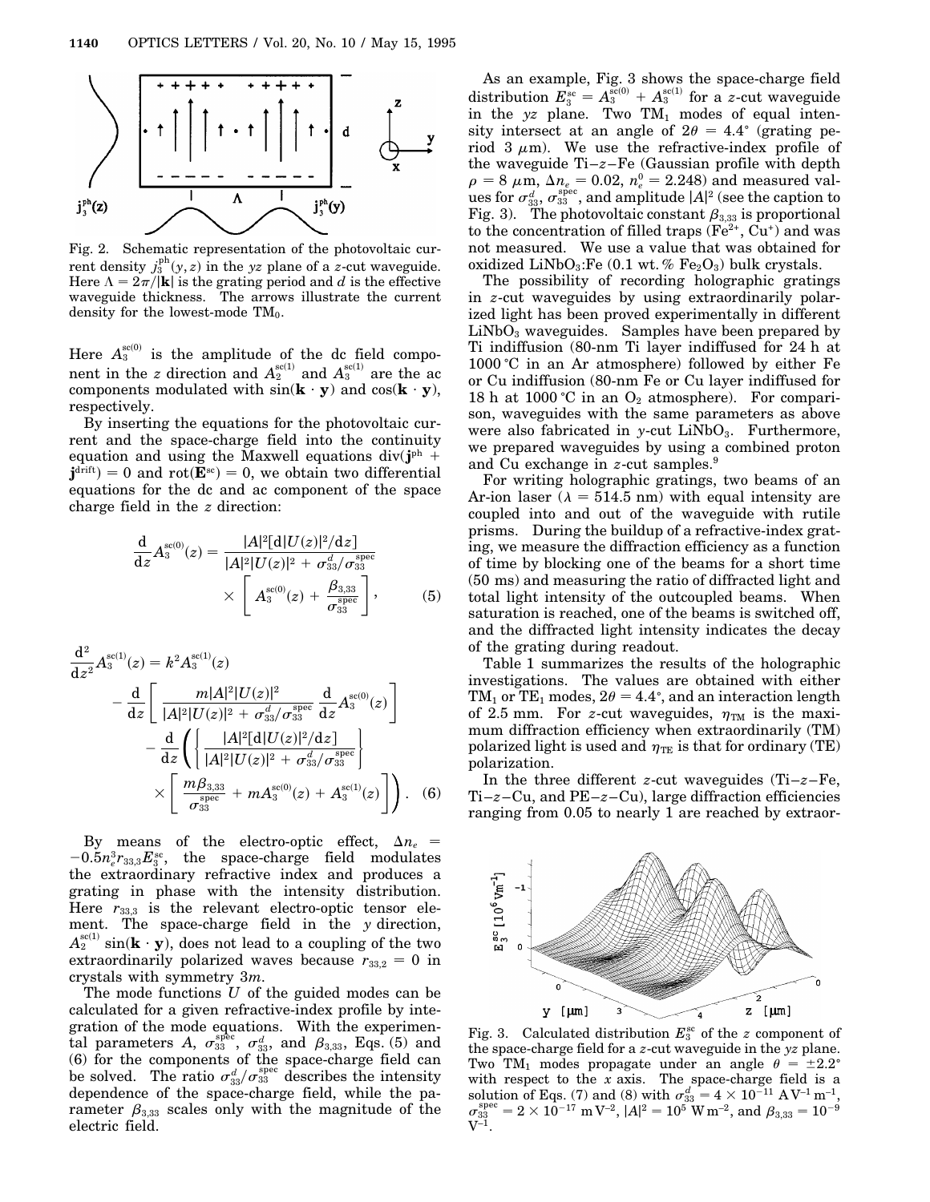Fig. 2. Schematic representation of the photovoltaic current density $j_3^{ph}(y, z)$ in the $yz$ plane of a $z$-cut waveguide. Here $\Lambda = 2\pi/|\mathbf{k}|$ is the grating period and $d$ is the effective waveguide thickness. The arrows illustrate the current density for the lowest-mode $TM_0$.

Here $A_3^{sc(0)}$ is the amplitude of the dc field component in the $z$ direction and $A_2^{sc(1)}$ and $A_3^{sc(1)}$ are the ac components modulated with $\sin(\mathbf{k} \cdot \mathbf{y})$ and $\cos(\mathbf{k} \cdot \mathbf{y})$, respectively.

By inserting the equations for the photovoltaic current and the space-charge field into the continuity equation and using the Maxwell equations $\mathrm{div}(\mathbf{j}^{ph} + \mathbf{j}^{drift}) = 0$ and $\mathrm{rot}(\mathbf{E}^{sc}) = 0$, we obtain two differential equations for the dc and ac component of the space charge field in the $z$ direction:

$$\frac{\mathrm{d}}{\mathrm{d}z} A_3^{sc(0)}(z) = \frac{|A|^2[\mathrm{d}|U(z)|^2/\mathrm{d}z]}{|A|^2|U(z)|^2 + \sigma_{33}^d/\sigma_{33}^{spec}} \times \left[ A_3^{sc(0)}(z) + \frac{\beta_{3,33}}{\sigma_{33}^{spec}} \right], \tag{5}$$

$$\begin{aligned} \frac{\mathrm{d}^2}{\mathrm{d}z^2} A_3^{sc(1)}(z) = {} & k^2 A_3^{sc(1)}(z) \\ & - \frac{\mathrm{d}}{\mathrm{d}z} \left[ \frac{m|A|^2|U(z)|^2}{|A|^2|U(z)|^2 + \sigma_{33}^d/\sigma_{33}^{spec}} \frac{\mathrm{d}}{\mathrm{d}z} A_3^{sc(0)}(z) \right] \\ & - \frac{\mathrm{d}}{\mathrm{d}z} \left( \left\{ \frac{|A|^2[\mathrm{d}|U(z)|^2/\mathrm{d}z]}{|A|^2|U(z)|^2 + \sigma_{33}^d/\sigma_{33}^{spec}} \right\} \right. \\ & \left. \times \left[ \frac{m\beta_{3,33}}{\sigma_{33}^{spec}} + mA_3^{sc(0)}(z) + A_3^{sc(1)}(z) \right] \right). \end{aligned} \tag{6}$$

By means of the electro-optic effect, $\Delta n_e = -0.5 n_e^3 r_{33,3} E_3^{sc}$, the space-charge field modulates the extraordinary refractive index and produces a grating in phase with the intensity distribution. Here $r_{33,3}$ is the relevant electro-optic tensor element. The space-charge field in the $y$ direction, $A_2^{sc(1)} \sin(\mathbf{k} \cdot \mathbf{y})$, does not lead to a coupling of the two extraordinarily polarized waves because $r_{33,2} = 0$ in crystals with symmetry $3m$.

The mode functions $U$ of the guided modes can be calculated for a given refractive-index profile by integration of the mode equations. With the experimental parameters $A$, $\sigma_{33}^{spec}$, $\sigma_{33}^d$, and $\beta_{3,33}$, Eqs. (5) and (6) for the components of the space-charge field can be solved. The ratio $\sigma_{33}^d/\sigma_{33}^{spec}$ describes the intensity dependence of the space-charge field, while the parameter $\beta_{3,33}$ scales only with the magnitude of the electric field.

As an example, Fig. 3 shows the space-charge field distribution $E_3^{sc} = A_3^{sc(0)} + A_3^{sc(1)}$ for a $z$-cut waveguide in the $yz$ plane. Two $TM_1$ modes of equal intensity intersect at an angle of $2\theta = 4.4°$ (grating period 3 $\mu$m). We use the refractive-index profile of the waveguide Ti–$z$–Fe (Gaussian profile with depth $\rho = 8\ \mu$m, $\Delta n_e = 0.02$, $n_e^0 = 2.248$) and measured values for $\sigma_{33}^d$, $\sigma_{33}^{spec}$, and amplitude $|A|^2$ (see the caption to Fig. 3). The photovoltaic constant $\beta_{3,33}$ is proportional to the concentration of filled traps ($Fe^{2+}$, $Cu^{+}$) and was not measured. We use a value that was obtained for oxidized $LiNbO_3$:Fe (0.1 wt. % $Fe_2O_3$) bulk crystals.

The possibility of recording holographic gratings in $z$-cut waveguides by using extraordinarily polarized light has been proved experimentally in different $LiNbO_3$ waveguides. Samples have been prepared by Ti indiffusion (80-nm Ti layer indiffused for 24 h at 1000 °C in an Ar atmosphere) followed by either Fe or Cu indiffusion (80-nm Fe or Cu layer indiffused for 18 h at 1000 °C in an $O_2$ atmosphere). For comparison, waveguides with the same parameters as above were also fabricated in $y$-cut $LiNbO_3$. Furthermore, we prepared waveguides by using a combined proton and Cu exchange in $z$-cut samples.[9]

For writing holographic gratings, two beams of an Ar-ion laser ($\lambda = 514.5$ nm) with equal intensity are coupled into and out of the waveguide with rutile prisms. During the buildup of a refractive-index grating, we measure the diffraction efficiency as a function of time by blocking one of the beams for a short time (50 ms) and measuring the ratio of diffracted light and total light intensity of the outcoupled beams. When saturation is reached, one of the beams is switched off, and the diffracted light intensity indicates the decay of the grating during readout.

Table 1 summarizes the results of the holographic investigations. The values are obtained with either $TM_1$ or $TE_1$ modes, $2\theta = 4.4°$, and an interaction length of 2.5 mm. For $z$-cut waveguides, $\eta_{TM}$ is the maximum diffraction efficiency when extraordinarily (TM) polarized light is used and $\eta_{TE}$ is that for ordinary (TE) polarization.

In the three different $z$-cut waveguides (Ti–$z$–Fe, Ti–$z$–Cu, and PE–$z$–Cu), large diffraction efficiencies ranging from 0.05 to nearly 1 are reached by extraor-

Fig. 3. Calculated distribution $E_3^{sc}$ of the $z$ component of the space-charge field for a $z$-cut waveguide in the $yz$ plane. Two $TM_1$ modes propagate under an angle $\theta = \pm 2.2°$ with respect to the $x$ axis. The space-charge field is a solution of Eqs. (7) and (8) with $\sigma_{33}^d = 4 \times 10^{-11}\ \mathrm{A V^{-1} m^{-1}}$, $\sigma_{33}^{spec} = 2 \times 10^{-17}\ \mathrm{m V^{-2}}$, $|A|^2 = 10^5\ \mathrm{W m^{-2}}$, and $\beta_{3,33} = 10^{-9}\ \mathrm{V^{-1}}$.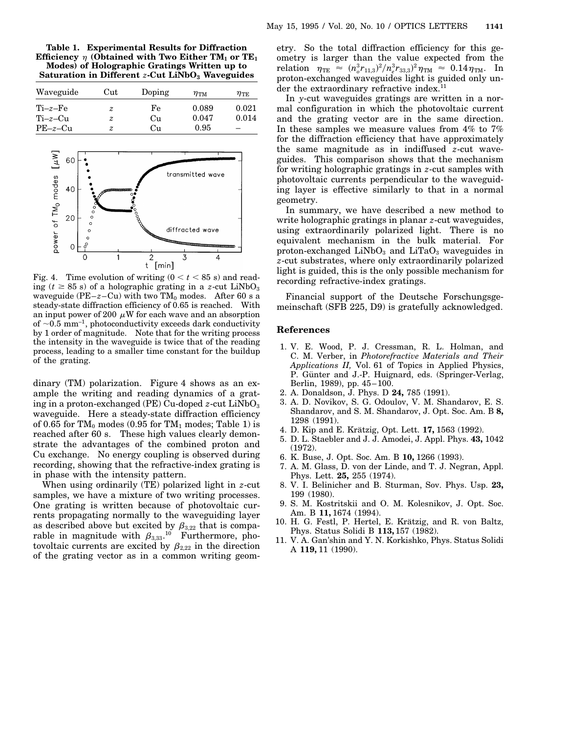**Table 1. Experimental Results for Diffraction Efficiency $\eta$ (Obtained with Two Either $TM_1$ or $TE_1$ Modes) of Holographic Gratings Written up to Saturation in Different $z$-Cut $LiNbO_3$ Waveguides**

| Waveguide | Cut | Doping | $\eta_{TM}$ | $\eta_{TE}$ |
|---|---|---|---|---|
| Ti–$z$–Fe | $z$ | Fe | 0.089 | 0.021 |
| Ti–$z$–Cu | $z$ | Cu | 0.047 | 0.014 |
| PE–$z$–Cu | $z$ | Cu | 0.95 | – |

power of $TM_0$ modes [$\mu$W]

60
40
20
0

transmitted wave

diffracted wave

0 1 2 3 4

t [min]

Fig. 4. Time evolution of writing ($0 < t < 85$ s) and reading ($t \geq 85$ s) of a holographic grating in a $z$-cut $LiNbO_3$ waveguide (PE–$z$–Cu) with two $TM_0$ modes. After 60 s a steady-state diffraction efficiency of 0.65 is reached. With an input power of 200 $\mu$W for each wave and an absorption of $\sim 0.5$ $mm^{-1}$, photoconductivity exceeds dark conductivity by 1 order of magnitude. Note that for the writing process the intensity in the waveguide is twice that of the reading process, leading to a smaller time constant for the buildup of the grating.

dinary (TM) polarization. Figure 4 shows as an example the writing and reading dynamics of a grating in a proton-exchanged (PE) Cu-doped $z$-cut $LiNbO_3$ waveguide. Here a steady-state diffraction efficiency of 0.65 for $TM_0$ modes (0.95 for $TM_1$ modes; Table 1) is reached after 60 s. These high values clearly demonstrate the advantages of the combined proton and Cu exchange. No energy coupling is observed during recording, showing that the refractive-index grating is in phase with the intensity pattern.

When using ordinarily (TE) polarized light in $z$-cut samples, we have a mixture of two writing processes. One grating is written because of photovoltaic currents propagating normally to the waveguiding layer as described above but excited by $\beta_{3,22}$ that is comparable in magnitude with $\beta_{3,33}$.[10] Furthermore, photovoltaic currents are excited by $\beta_{2,22}$ in the direction of the grating vector as in a common writing geometry. So the total diffraction efficiency for this geometry is larger than the value expected from the relation $\eta_{TE} \approx (n_o^3 r_{11,3})^2/n_e^3 r_{33,3})^2 \eta_{TM} \approx 0.14 \eta_{TM}$. In proton-exchanged waveguides light is guided only under the extraordinary refractive index.[11]

In $y$-cut waveguides gratings are written in a normal configuration in which the photovoltaic current and the grating vector are in the same direction. In these samples we measure values from 4% to 7% for the diffraction efficiency that have approximately the same magnitude as in indiffused $z$-cut waveguides. This comparison shows that the mechanism for writing holographic gratings in $z$-cut samples with photovoltaic currents perpendicular to the waveguiding layer is effective similarly to that in a normal geometry.

In summary, we have described a new method to write holographic gratings in planar $z$-cut waveguides, using extraordinarily polarized light. There is no equivalent mechanism in the bulk material. For proton-exchanged $LiNbO_3$ and $LiTaO_3$ waveguides in $z$-cut substrates, where only extraordinarily polarized light is guided, this is the only possible mechanism for recording refractive-index gratings.

Financial support of the Deutsche Forschungsgemeinschaft (SFB 225, D9) is gratefully acknowledged.

## References

1. V. E. Wood, P. J. Cressman, R. L. Holman, and C. M. Verber, in *Photorefractive Materials and Their Applications II,* Vol. 61 of Topics in Applied Physics, P. Günter and J.-P. Huignard, eds. (Springer-Verlag, Berlin, 1989), pp. 45–100.
2. A. Donaldson, J. Phys. D **24,** 785 (1991).
3. A. D. Novikov, S. G. Odoulov, V. M. Shandarov, E. S. Shandarov, and S. M. Shandarov, J. Opt. Soc. Am. B **8,** 1298 (1991).
4. D. Kip and E. Krätzig, Opt. Lett. **17,** 1563 (1992).
5. D. L. Staebler and J. J. Amodei, J. Appl. Phys. **43,** 1042 (1972).
6. K. Buse, J. Opt. Soc. Am. B **10,** 1266 (1993).
7. A. M. Glass, D. von der Linde, and T. J. Negran, Appl. Phys. Lett. **25,** 255 (1974).
8. V. I. Belinicher and B. Sturman, Sov. Phys. Usp. **23,** 199 (1980).
9. S. M. Kostritskii and O. M. Kolesnikov, J. Opt. Soc. Am. B **11,** 1674 (1994).
10. H. G. Festl, P. Hertel, E. Krätzig, and R. von Baltz, Phys. Status Solidi B **113,** 157 (1982).
11. V. A. Gan'shin and Y. N. Korkishko, Phys. Status Solidi A **119,** 11 (1990).